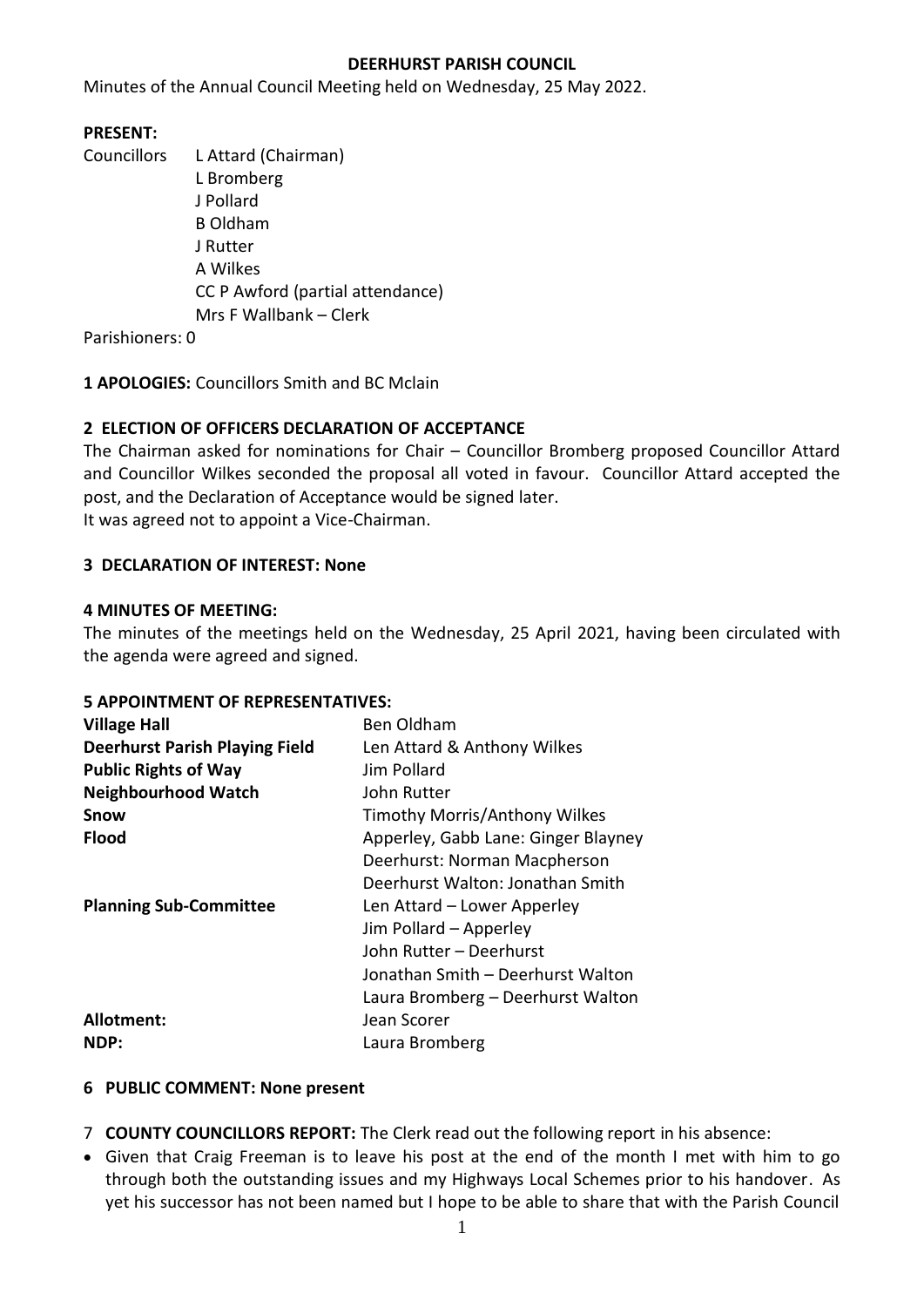# DEERHURST PARISH COUNCIL

Minutes of the Annual Council Meeting held on Wednesday, 25 May 2022.

**PRESENT:**

Councillors L Attard (Chairman)
L Bromberg
J Pollard
B Oldham
J Rutter
A Wilkes
CC P Awford (partial attendance)
Mrs F Wallbank – Clerk

Parishioners: 0

**1 APOLOGIES:** Councillors Smith and BC Mclain

**2 ELECTION OF OFFICERS DECLARATION OF ACCEPTANCE**

The Chairman asked for nominations for Chair – Councillor Bromberg proposed Councillor Attard and Councillor Wilkes seconded the proposal all voted in favour. Councillor Attard accepted the post, and the Declaration of Acceptance would be signed later.
It was agreed not to appoint a Vice-Chairman.

**3 DECLARATION OF INTEREST: None**

**4 MINUTES OF MEETING:**

The minutes of the meetings held on the Wednesday, 25 April 2021, having been circulated with the agenda were agreed and signed.

**5 APPOINTMENT OF REPRESENTATIVES:**

| | |
|---|---|
| **Village Hall** | Ben Oldham |
| **Deerhurst Parish Playing Field** | Len Attard & Anthony Wilkes |
| **Public Rights of Way** | Jim Pollard |
| **Neighbourhood Watch** | John Rutter |
| **Snow** | Timothy Morris/Anthony Wilkes |
| **Flood** | Apperley, Gabb Lane: Ginger Blayney |
| | Deerhurst: Norman Macpherson |
| | Deerhurst Walton: Jonathan Smith |
| **Planning Sub-Committee** | Len Attard – Lower Apperley |
| | Jim Pollard – Apperley |
| | John Rutter – Deerhurst |
| | Jonathan Smith – Deerhurst Walton |
| | Laura Bromberg – Deerhurst Walton |
| **Allotment:** | Jean Scorer |
| **NDP:** | Laura Bromberg |

**6 PUBLIC COMMENT: None present**

7 **COUNTY COUNCILLORS REPORT:** The Clerk read out the following report in his absence:

- Given that Craig Freeman is to leave his post at the end of the month I met with him to go through both the outstanding issues and my Highways Local Schemes prior to his handover. As yet his successor has not been named but I hope to be able to share that with the Parish Council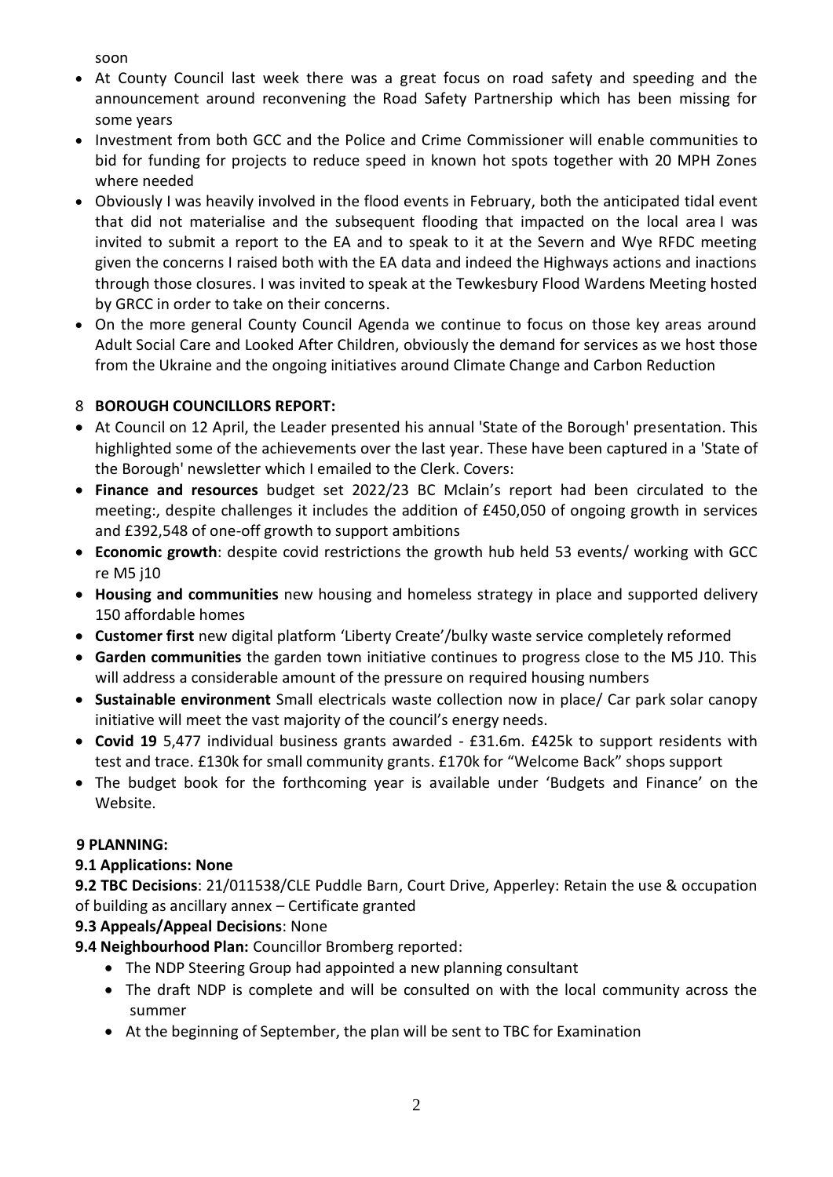soon

- At County Council last week there was a great focus on road safety and speeding and the announcement around reconvening the Road Safety Partnership which has been missing for some years
- Investment from both GCC and the Police and Crime Commissioner will enable communities to bid for funding for projects to reduce speed in known hot spots together with 20 MPH Zones where needed
- Obviously I was heavily involved in the flood events in February, both the anticipated tidal event that did not materialise and the subsequent flooding that impacted on the local area I was invited to submit a report to the EA and to speak to it at the Severn and Wye RFDC meeting given the concerns I raised both with the EA data and indeed the Highways actions and inactions through those closures. I was invited to speak at the Tewkesbury Flood Wardens Meeting hosted by GRCC in order to take on their concerns.
- On the more general County Council Agenda we continue to focus on those key areas around Adult Social Care and Looked After Children, obviously the demand for services as we host those from the Ukraine and the ongoing initiatives around Climate Change and Carbon Reduction

## 8 BOROUGH COUNCILLORS REPORT:

- At Council on 12 April, the Leader presented his annual 'State of the Borough' presentation. This highlighted some of the achievements over the last year. These have been captured in a 'State of the Borough' newsletter which I emailed to the Clerk. Covers:
- **Finance and resources** budget set 2022/23 BC Mclain's report had been circulated to the meeting:, despite challenges it includes the addition of £450,050 of ongoing growth in services and £392,548 of one-off growth to support ambitions
- **Economic growth**: despite covid restrictions the growth hub held 53 events/ working with GCC re M5 j10
- **Housing and communities** new housing and homeless strategy in place and supported delivery 150 affordable homes
- **Customer first** new digital platform 'Liberty Create'/bulky waste service completely reformed
- **Garden communities** the garden town initiative continues to progress close to the M5 J10. This will address a considerable amount of the pressure on required housing numbers
- **Sustainable environment** Small electricals waste collection now in place/ Car park solar canopy initiative will meet the vast majority of the council's energy needs.
- **Covid 19** 5,477 individual business grants awarded - £31.6m. £425k to support residents with test and trace. £130k for small community grants. £170k for "Welcome Back" shops support
- The budget book for the forthcoming year is available under 'Budgets and Finance' on the Website.

## 9 PLANNING:

**9.1 Applications: None**

**9.2 TBC Decisions**: 21/011538/CLE Puddle Barn, Court Drive, Apperley: Retain the use & occupation of building as ancillary annex – Certificate granted

**9.3 Appeals/Appeal Decisions**: None

**9.4 Neighbourhood Plan:** Councillor Bromberg reported:

- The NDP Steering Group had appointed a new planning consultant
- The draft NDP is complete and will be consulted on with the local community across the summer
- At the beginning of September, the plan will be sent to TBC for Examination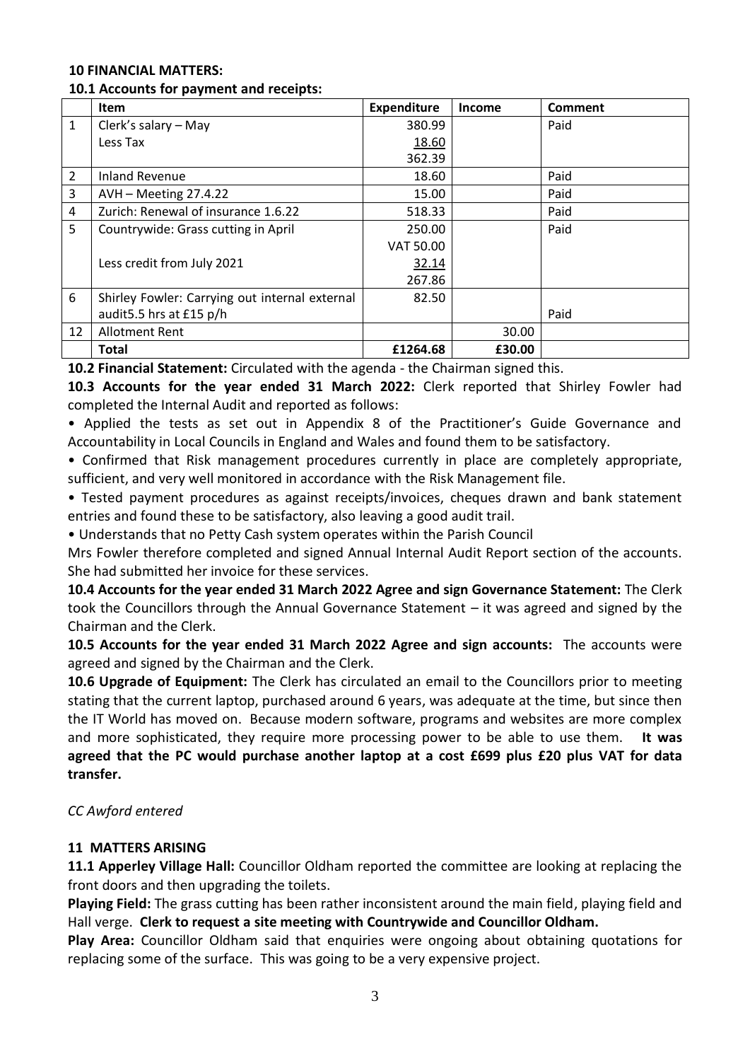### 10 FINANCIAL MATTERS:

#### 10.1 Accounts for payment and receipts:

| | Item | Expenditure | Income | Comment |
|---|---|---|---|---|
| 1 | Clerk's salary – May<br>Less Tax | 380.99<br>18.60<br>362.39 | | Paid |
| 2 | Inland Revenue | 18.60 | | Paid |
| 3 | AVH – Meeting 27.4.22 | 15.00 | | Paid |
| 4 | Zurich: Renewal of insurance 1.6.22 | 518.33 | | Paid |
| 5 | Countrywide: Grass cutting in April<br><br>Less credit from July 2021 | 250.00<br>VAT 50.00<br>32.14<br>267.86 | | Paid |
| 6 | Shirley Fowler: Carrying out internal external audit5.5 hrs at £15 p/h | 82.50 | | Paid |
| 12 | Allotment Rent | | 30.00 | |
| | **Total** | **£1264.68** | **£30.00** | |

**10.2 Financial Statement:** Circulated with the agenda - the Chairman signed this.

**10.3 Accounts for the year ended 31 March 2022:** Clerk reported that Shirley Fowler had completed the Internal Audit and reported as follows:

- Applied the tests as set out in Appendix 8 of the Practitioner's Guide Governance and Accountability in Local Councils in England and Wales and found them to be satisfactory.
- Confirmed that Risk management procedures currently in place are completely appropriate, sufficient, and very well monitored in accordance with the Risk Management file.
- Tested payment procedures as against receipts/invoices, cheques drawn and bank statement entries and found these to be satisfactory, also leaving a good audit trail.
- Understands that no Petty Cash system operates within the Parish Council

Mrs Fowler therefore completed and signed Annual Internal Audit Report section of the accounts. She had submitted her invoice for these services.

**10.4 Accounts for the year ended 31 March 2022 Agree and sign Governance Statement:** The Clerk took the Councillors through the Annual Governance Statement – it was agreed and signed by the Chairman and the Clerk.

**10.5 Accounts for the year ended 31 March 2022 Agree and sign accounts:** The accounts were agreed and signed by the Chairman and the Clerk.

**10.6 Upgrade of Equipment:** The Clerk has circulated an email to the Councillors prior to meeting stating that the current laptop, purchased around 6 years, was adequate at the time, but since then the IT World has moved on. Because modern software, programs and websites are more complex and more sophisticated, they require more processing power to be able to use them. **It was agreed that the PC would purchase another laptop at a cost £699 plus £20 plus VAT for data transfer.**

*CC Awford entered*

### 11 MATTERS ARISING

**11.1 Apperley Village Hall:** Councillor Oldham reported the committee are looking at replacing the front doors and then upgrading the toilets.

**Playing Field:** The grass cutting has been rather inconsistent around the main field, playing field and Hall verge. **Clerk to request a site meeting with Countrywide and Councillor Oldham.**

**Play Area:** Councillor Oldham said that enquiries were ongoing about obtaining quotations for replacing some of the surface. This was going to be a very expensive project.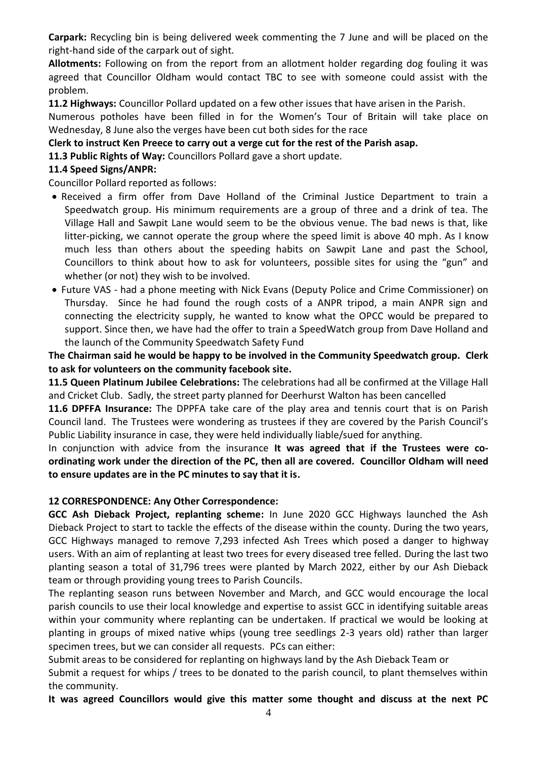**Carpark:** Recycling bin is being delivered week commenting the 7 June and will be placed on the right-hand side of the carpark out of sight.

**Allotments:** Following on from the report from an allotment holder regarding dog fouling it was agreed that Councillor Oldham would contact TBC to see with someone could assist with the problem.

**11.2 Highways:** Councillor Pollard updated on a few other issues that have arisen in the Parish.

Numerous potholes have been filled in for the Women's Tour of Britain will take place on Wednesday, 8 June also the verges have been cut both sides for the race

**Clerk to instruct Ken Preece to carry out a verge cut for the rest of the Parish asap.**

**11.3 Public Rights of Way:** Councillors Pollard gave a short update.

**11.4 Speed Signs/ANPR:**

Councillor Pollard reported as follows:

- Received a firm offer from Dave Holland of the Criminal Justice Department to train a Speedwatch group. His minimum requirements are a group of three and a drink of tea. The Village Hall and Sawpit Lane would seem to be the obvious venue. The bad news is that, like litter-picking, we cannot operate the group where the speed limit is above 40 mph. As I know much less than others about the speeding habits on Sawpit Lane and past the School, Councillors to think about how to ask for volunteers, possible sites for using the "gun" and whether (or not) they wish to be involved.
- Future VAS - had a phone meeting with Nick Evans (Deputy Police and Crime Commissioner) on Thursday. Since he had found the rough costs of a ANPR tripod, a main ANPR sign and connecting the electricity supply, he wanted to know what the OPCC would be prepared to support. Since then, we have had the offer to train a SpeedWatch group from Dave Holland and the launch of the Community Speedwatch Safety Fund

**The Chairman said he would be happy to be involved in the Community Speedwatch group. Clerk to ask for volunteers on the community facebook site.**

**11.5 Queen Platinum Jubilee Celebrations:** The celebrations had all be confirmed at the Village Hall and Cricket Club. Sadly, the street party planned for Deerhurst Walton has been cancelled

**11.6 DPFFA Insurance:** The DPPFA take care of the play area and tennis court that is on Parish Council land. The Trustees were wondering as trustees if they are covered by the Parish Council's Public Liability insurance in case, they were held individually liable/sued for anything.

In conjunction with advice from the insurance **It was agreed that if the Trustees were co-ordinating work under the direction of the PC, then all are covered. Councillor Oldham will need to ensure updates are in the PC minutes to say that it is.**

**12 CORRESPONDENCE: Any Other Correspondence:**

**GCC Ash Dieback Project, replanting scheme:** In June 2020 GCC Highways launched the Ash Dieback Project to start to tackle the effects of the disease within the county. During the two years, GCC Highways managed to remove 7,293 infected Ash Trees which posed a danger to highway users. With an aim of replanting at least two trees for every diseased tree felled. During the last two planting season a total of 31,796 trees were planted by March 2022, either by our Ash Dieback team or through providing young trees to Parish Councils.

The replanting season runs between November and March, and GCC would encourage the local parish councils to use their local knowledge and expertise to assist GCC in identifying suitable areas within your community where replanting can be undertaken. If practical we would be looking at planting in groups of mixed native whips (young tree seedlings 2-3 years old) rather than larger specimen trees, but we can consider all requests. PCs can either:

Submit areas to be considered for replanting on highways land by the Ash Dieback Team or

Submit a request for whips / trees to be donated to the parish council, to plant themselves within the community.

**It was agreed Councillors would give this matter some thought and discuss at the next PC**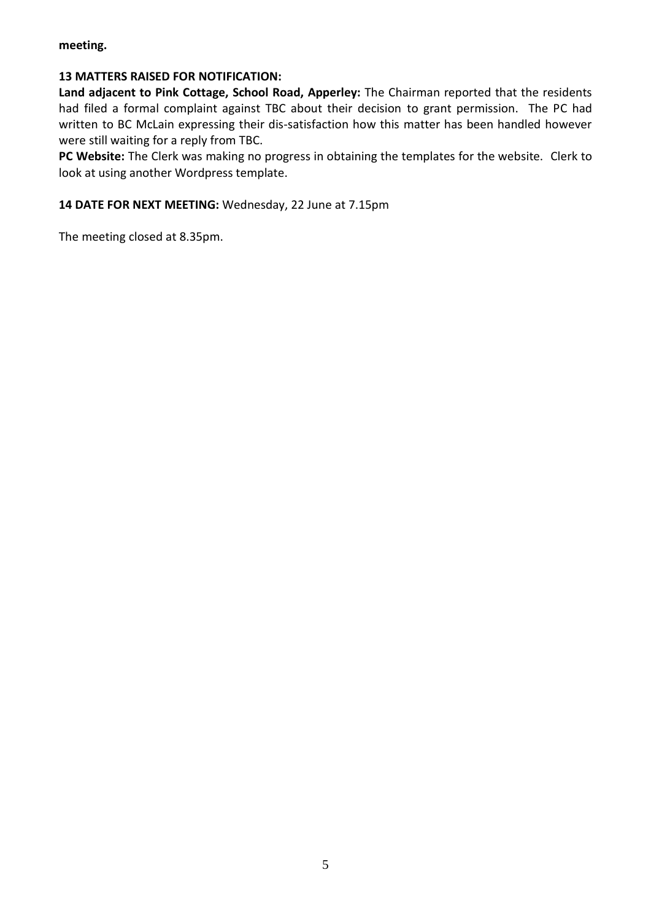**meeting.**

**13 MATTERS RAISED FOR NOTIFICATION:**

**Land adjacent to Pink Cottage, School Road, Apperley:** The Chairman reported that the residents had filed a formal complaint against TBC about their decision to grant permission. The PC had written to BC McLain expressing their dis-satisfaction how this matter has been handled however were still waiting for a reply from TBC.

**PC Website:** The Clerk was making no progress in obtaining the templates for the website. Clerk to look at using another Wordpress template.

**14 DATE FOR NEXT MEETING:** Wednesday, 22 June at 7.15pm

The meeting closed at 8.35pm.